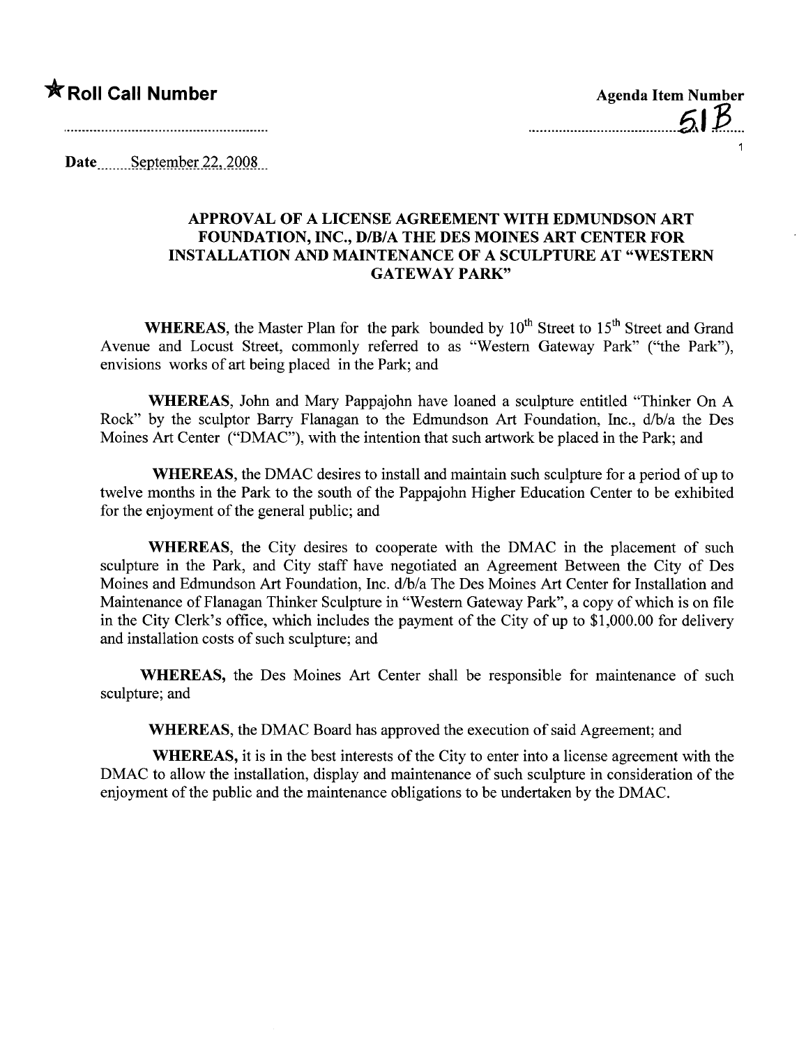★ **Roll Call Number**

**Agenda Item Number**

51B

Date September 22, 2008

## APPROVAL OF A LICENSE AGREEMENT WITH EDMUNDSON ART FOUNDATION, INC., D/B/A THE DES MOINES ART CENTER FOR INSTALLATION AND MAINTENANCE OF A SCULPTURE AT "WESTERN GATEWAY PARK"

**WHEREAS**, the Master Plan for the park bounded by 10th Street to 15th Street and Grand Avenue and Locust Street, commonly referred to as "Western Gateway Park" ("the Park"), envisions works of art being placed in the Park; and

**WHEREAS**, John and Mary Pappajohn have loaned a sculpture entitled "Thinker On A Rock" by the sculptor Barry Flanagan to the Edmundson Art Foundation, Inc., d/b/a the Des Moines Art Center ("DMAC"), with the intention that such artwork be placed in the Park; and

**WHEREAS**, the DMAC desires to install and maintain such sculpture for a period of up to twelve months in the Park to the south of the Pappajohn Higher Education Center to be exhibited for the enjoyment of the general public; and

**WHEREAS**, the City desires to cooperate with the DMAC in the placement of such sculpture in the Park, and City staff have negotiated an Agreement Between the City of Des Moines and Edmundson Art Foundation, Inc. d/b/a The Des Moines Art Center for Installation and Maintenance of Flanagan Thinker Sculpture in "Western Gateway Park", a copy of which is on file in the City Clerk's office, which includes the payment of the City of up to $1,000.00 for delivery and installation costs of such sculpture; and

**WHEREAS,** the Des Moines Art Center shall be responsible for maintenance of such sculpture; and

**WHEREAS**, the DMAC Board has approved the execution of said Agreement; and

**WHEREAS,** it is in the best interests of the City to enter into a license agreement with the DMAC to allow the installation, display and maintenance of such sculpture in consideration of the enjoyment of the public and the maintenance obligations to be undertaken by the DMAC.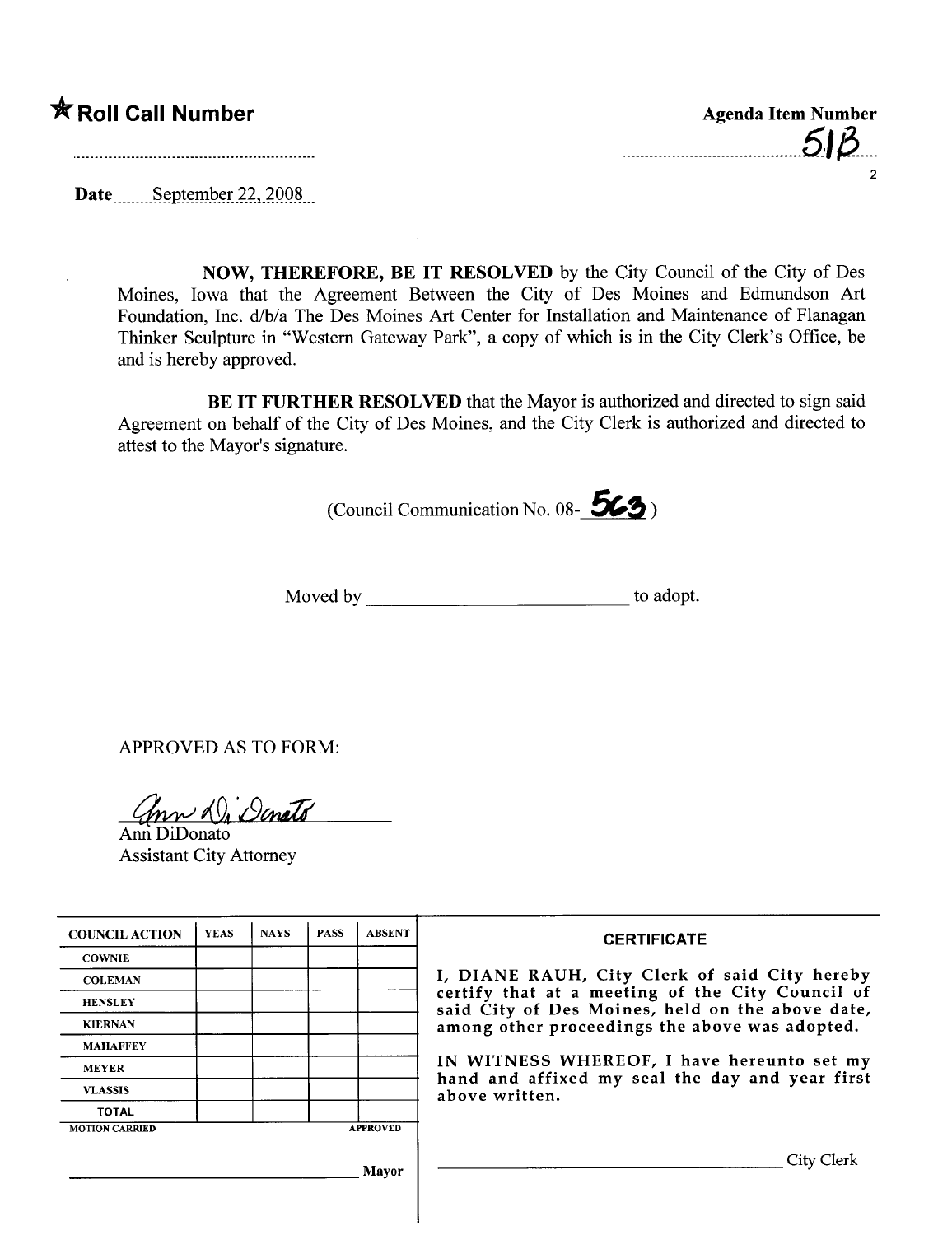★ **Roll Call Number**

Agenda Item Number

51B

Date September 22, 2008

**NOW, THEREFORE, BE IT RESOLVED** by the City Council of the City of Des Moines, Iowa that the Agreement Between the City of Des Moines and Edmundson Art Foundation, Inc. d/b/a The Des Moines Art Center for Installation and Maintenance of Flanagan Thinker Sculpture in "Western Gateway Park", a copy of which is in the City Clerk's Office, be and is hereby approved.

**BE IT FURTHER RESOLVED** that the Mayor is authorized and directed to sign said Agreement on behalf of the City of Des Moines, and the City Clerk is authorized and directed to attest to the Mayor's signature.

(Council Communication No. 08-563)

Moved by ____________________________ to adopt.

APPROVED AS TO FORM:

Ann DiDonato
Assistant City Attorney

| COUNCIL ACTION | YEAS | NAYS | PASS | ABSENT |
|---|---|---|---|---|
| COWNIE | | | | |
| COLEMAN | | | | |
| HENSLEY | | | | |
| KIERNAN | | | | |
| MAHAFFEY | | | | |
| MEYER | | | | |
| VLASSIS | | | | |
| TOTAL | | | | |

MOTION CARRIED APPROVED

____________________________ Mayor

**CERTIFICATE**

I, DIANE RAUH, City Clerk of said City hereby certify that at a meeting of the City Council of said City of Des Moines, held on the above date, among other proceedings the above was adopted.

IN WITNESS WHEREOF, I have hereunto set my hand and affixed my seal the day and year first above written.

____________________________ City Clerk